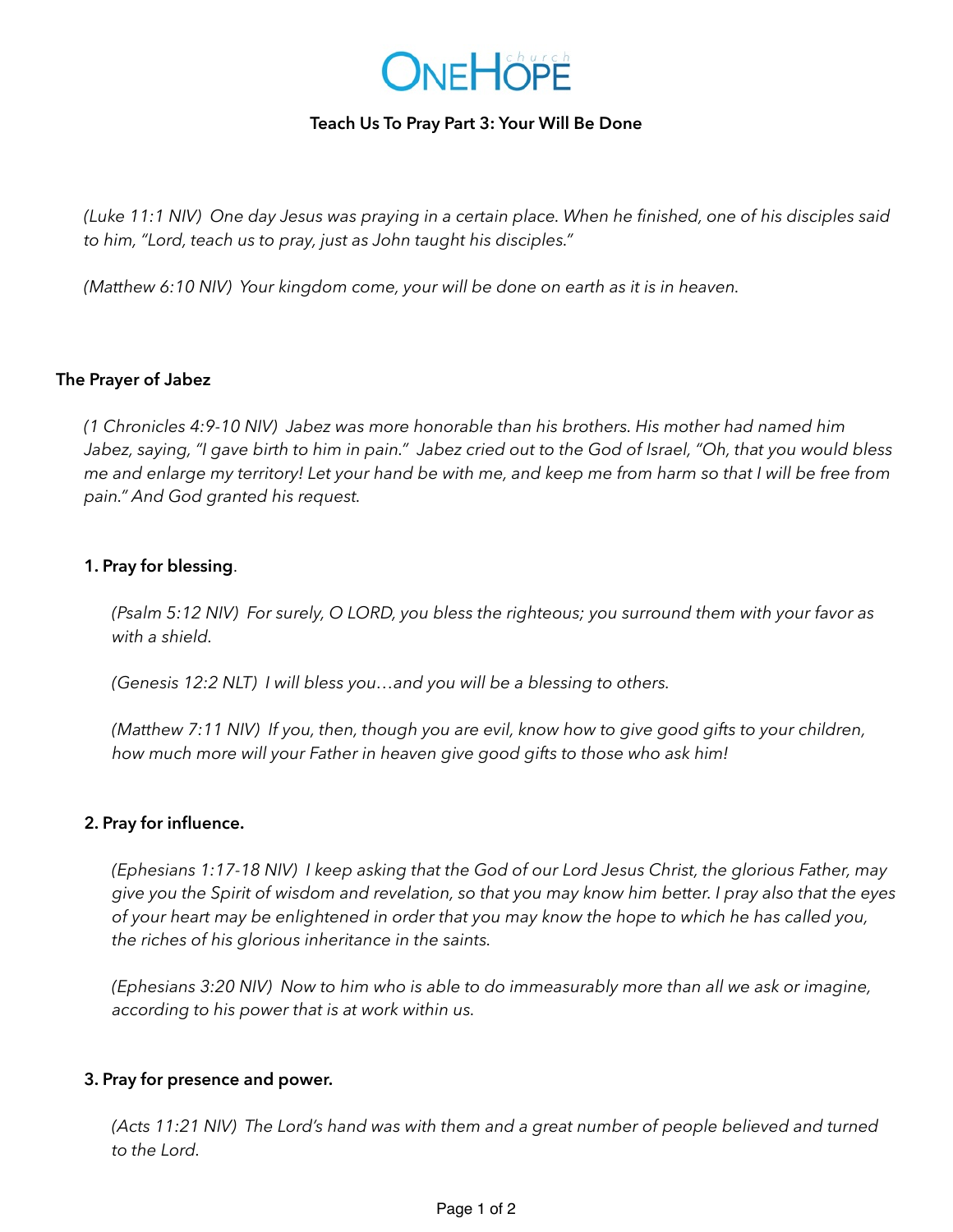# OneHope church

## Teach Us To Pray Part 3: Your Will Be Done

*(Luke 11:1 NIV) One day Jesus was praying in a certain place. When he finished, one of his disciples said to him, "Lord, teach us to pray, just as John taught his disciples."*

*(Matthew 6:10 NIV) Your kingdom come, your will be done on earth as it is in heaven.*

### The Prayer of Jabez

*(1 Chronicles 4:9-10 NIV) Jabez was more honorable than his brothers. His mother had named him Jabez, saying, "I gave birth to him in pain." Jabez cried out to the God of Israel, "Oh, that you would bless me and enlarge my territory! Let your hand be with me, and keep me from harm so that I will be free from pain." And God granted his request.*

**1. Pray for blessing**.

*(Psalm 5:12 NIV) For surely, O LORD, you bless the righteous; you surround them with your favor as with a shield.*

*(Genesis 12:2 NLT) I will bless you…and you will be a blessing to others.*

*(Matthew 7:11 NIV) If you, then, though you are evil, know how to give good gifts to your children, how much more will your Father in heaven give good gifts to those who ask him!*

**2. Pray for influence.**

*(Ephesians 1:17-18 NIV) I keep asking that the God of our Lord Jesus Christ, the glorious Father, may give you the Spirit of wisdom and revelation, so that you may know him better. I pray also that the eyes of your heart may be enlightened in order that you may know the hope to which he has called you, the riches of his glorious inheritance in the saints.*

*(Ephesians 3:20 NIV) Now to him who is able to do immeasurably more than all we ask or imagine, according to his power that is at work within us.*

**3. Pray for presence and power.**

*(Acts 11:21 NIV) The Lord's hand was with them and a great number of people believed and turned to the Lord.*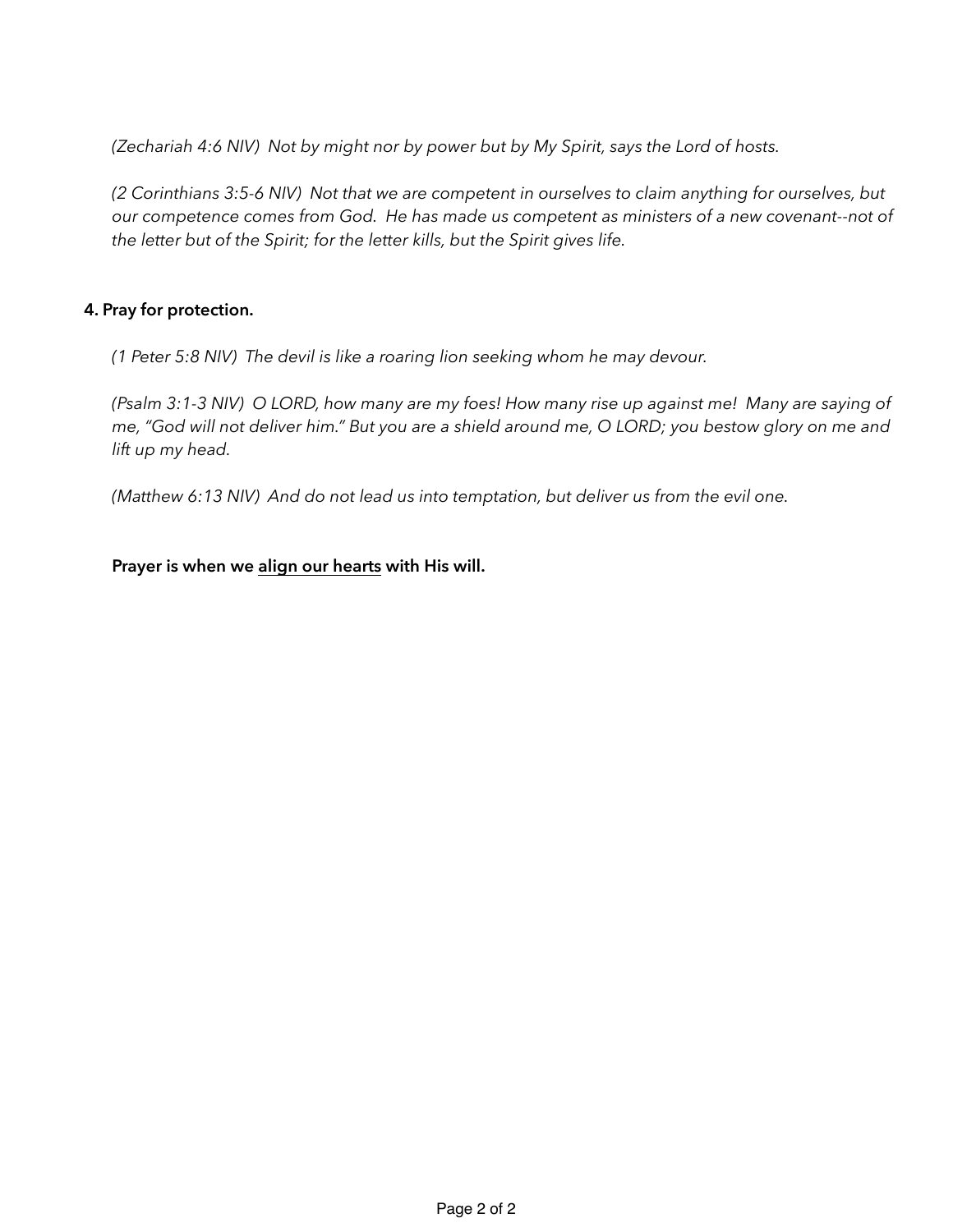*(Zechariah 4:6 NIV) Not by might nor by power but by My Spirit, says the Lord of hosts.*

*(2 Corinthians 3:5-6 NIV) Not that we are competent in ourselves to claim anything for ourselves, but our competence comes from God. He has made us competent as ministers of a new covenant--not of the letter but of the Spirit; for the letter kills, but the Spirit gives life.*

**4. Pray for protection.**

*(1 Peter 5:8 NIV) The devil is like a roaring lion seeking whom he may devour.*

*(Psalm 3:1-3 NIV) O LORD, how many are my foes! How many rise up against me! Many are saying of me, "God will not deliver him." But you are a shield around me, O LORD; you bestow glory on me and lift up my head.*

*(Matthew 6:13 NIV) And do not lead us into temptation, but deliver us from the evil one.*

**Prayer is when we <u>align our hearts</u> with His will.**